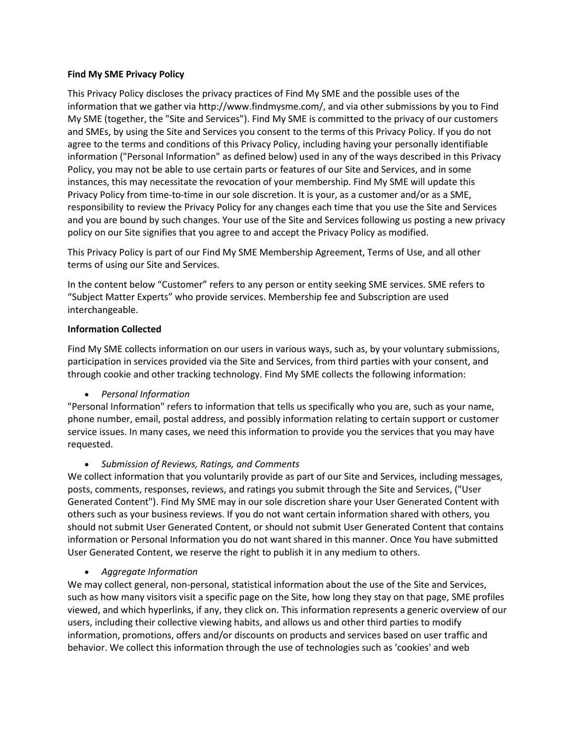**Find My SME Privacy Policy**

This Privacy Policy discloses the privacy practices of Find My SME and the possible uses of the information that we gather via http://www.findmysme.com/, and via other submissions by you to Find My SME (together, the "Site and Services"). Find My SME is committed to the privacy of our customers and SMEs, by using the Site and Services you consent to the terms of this Privacy Policy. If you do not agree to the terms and conditions of this Privacy Policy, including having your personally identifiable information ("Personal Information" as defined below) used in any of the ways described in this Privacy Policy, you may not be able to use certain parts or features of our Site and Services, and in some instances, this may necessitate the revocation of your membership. Find My SME will update this Privacy Policy from time-to-time in our sole discretion. It is your, as a customer and/or as a SME, responsibility to review the Privacy Policy for any changes each time that you use the Site and Services and you are bound by such changes. Your use of the Site and Services following us posting a new privacy policy on our Site signifies that you agree to and accept the Privacy Policy as modified.

This Privacy Policy is part of our Find My SME Membership Agreement, Terms of Use, and all other terms of using our Site and Services.

In the content below "Customer" refers to any person or entity seeking SME services. SME refers to "Subject Matter Experts" who provide services. Membership fee and Subscription are used interchangeable.

**Information Collected**

Find My SME collects information on our users in various ways, such as, by your voluntary submissions, participation in services provided via the Site and Services, from third parties with your consent, and through cookie and other tracking technology. Find My SME collects the following information:

- *Personal Information*

"Personal Information" refers to information that tells us specifically who you are, such as your name, phone number, email, postal address, and possibly information relating to certain support or customer service issues. In many cases, we need this information to provide you the services that you may have requested.

- *Submission of Reviews, Ratings, and Comments*

We collect information that you voluntarily provide as part of our Site and Services, including messages, posts, comments, responses, reviews, and ratings you submit through the Site and Services, ("User Generated Content"). Find My SME may in our sole discretion share your User Generated Content with others such as your business reviews. If you do not want certain information shared with others, you should not submit User Generated Content, or should not submit User Generated Content that contains information or Personal Information you do not want shared in this manner. Once You have submitted User Generated Content, we reserve the right to publish it in any medium to others.

- *Aggregate Information*

We may collect general, non-personal, statistical information about the use of the Site and Services, such as how many visitors visit a specific page on the Site, how long they stay on that page, SME profiles viewed, and which hyperlinks, if any, they click on. This information represents a generic overview of our users, including their collective viewing habits, and allows us and other third parties to modify information, promotions, offers and/or discounts on products and services based on user traffic and behavior. We collect this information through the use of technologies such as 'cookies' and web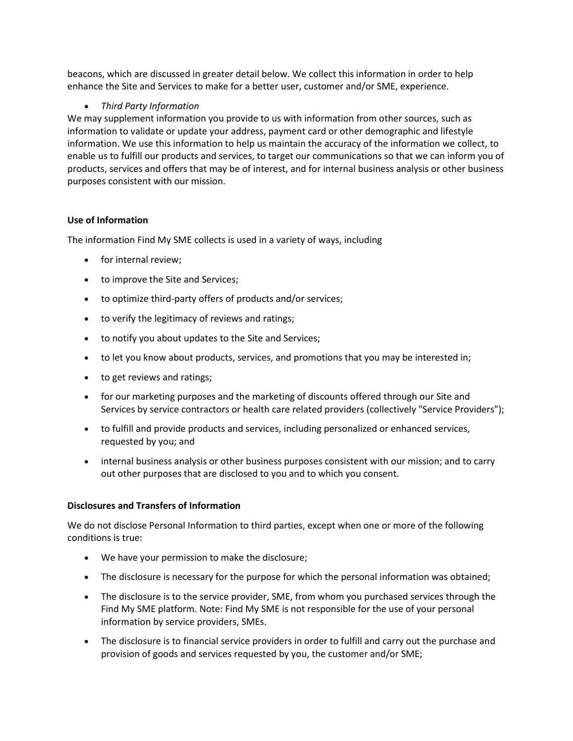beacons, which are discussed in greater detail below. We collect this information in order to help enhance the Site and Services to make for a better user, customer and/or SME, experience.

- *Third Party Information*

We may supplement information you provide to us with information from other sources, such as information to validate or update your address, payment card or other demographic and lifestyle information. We use this information to help us maintain the accuracy of the information we collect, to enable us to fulfill our products and services, to target our communications so that we can inform you of products, services and offers that may be of interest, and for internal business analysis or other business purposes consistent with our mission.

**Use of Information**

The information Find My SME collects is used in a variety of ways, including

- for internal review;
- to improve the Site and Services;
- to optimize third-party offers of products and/or services;
- to verify the legitimacy of reviews and ratings;
- to notify you about updates to the Site and Services;
- to let you know about products, services, and promotions that you may be interested in;
- to get reviews and ratings;
- for our marketing purposes and the marketing of discounts offered through our Site and Services by service contractors or health care related providers (collectively "Service Providers");
- to fulfill and provide products and services, including personalized or enhanced services, requested by you; and
- internal business analysis or other business purposes consistent with our mission; and to carry out other purposes that are disclosed to you and to which you consent.

**Disclosures and Transfers of Information**

We do not disclose Personal Information to third parties, except when one or more of the following conditions is true:

- We have your permission to make the disclosure;
- The disclosure is necessary for the purpose for which the personal information was obtained;
- The disclosure is to the service provider, SME, from whom you purchased services through the Find My SME platform. Note: Find My SME is not responsible for the use of your personal information by service providers, SMEs.
- The disclosure is to financial service providers in order to fulfill and carry out the purchase and provision of goods and services requested by you, the customer and/or SME;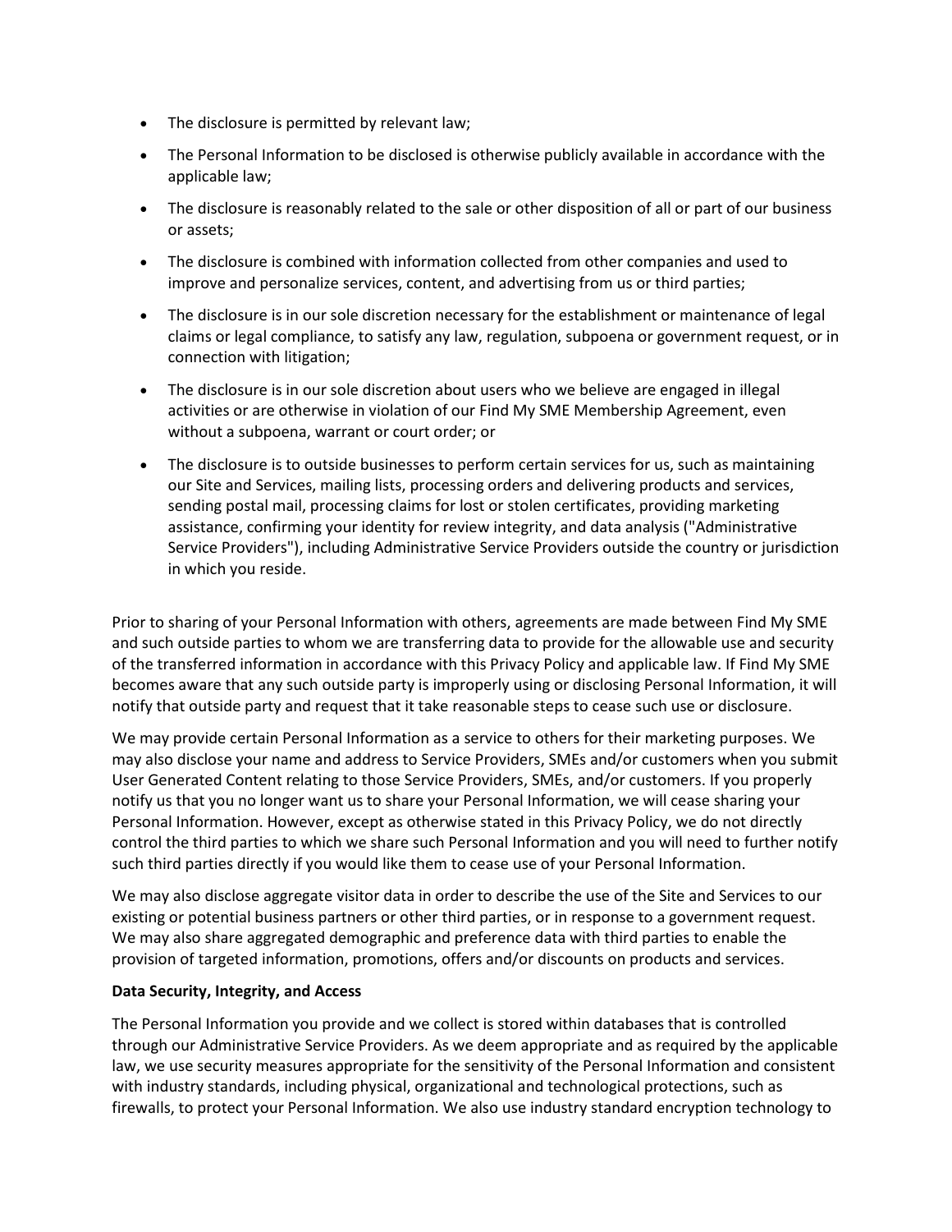- The disclosure is permitted by relevant law;
- The Personal Information to be disclosed is otherwise publicly available in accordance with the applicable law;
- The disclosure is reasonably related to the sale or other disposition of all or part of our business or assets;
- The disclosure is combined with information collected from other companies and used to improve and personalize services, content, and advertising from us or third parties;
- The disclosure is in our sole discretion necessary for the establishment or maintenance of legal claims or legal compliance, to satisfy any law, regulation, subpoena or government request, or in connection with litigation;
- The disclosure is in our sole discretion about users who we believe are engaged in illegal activities or are otherwise in violation of our Find My SME Membership Agreement, even without a subpoena, warrant or court order; or
- The disclosure is to outside businesses to perform certain services for us, such as maintaining our Site and Services, mailing lists, processing orders and delivering products and services, sending postal mail, processing claims for lost or stolen certificates, providing marketing assistance, confirming your identity for review integrity, and data analysis ("Administrative Service Providers"), including Administrative Service Providers outside the country or jurisdiction in which you reside.

Prior to sharing of your Personal Information with others, agreements are made between Find My SME and such outside parties to whom we are transferring data to provide for the allowable use and security of the transferred information in accordance with this Privacy Policy and applicable law. If Find My SME becomes aware that any such outside party is improperly using or disclosing Personal Information, it will notify that outside party and request that it take reasonable steps to cease such use or disclosure.

We may provide certain Personal Information as a service to others for their marketing purposes. We may also disclose your name and address to Service Providers, SMEs and/or customers when you submit User Generated Content relating to those Service Providers, SMEs, and/or customers. If you properly notify us that you no longer want us to share your Personal Information, we will cease sharing your Personal Information. However, except as otherwise stated in this Privacy Policy, we do not directly control the third parties to which we share such Personal Information and you will need to further notify such third parties directly if you would like them to cease use of your Personal Information.

We may also disclose aggregate visitor data in order to describe the use of the Site and Services to our existing or potential business partners or other third parties, or in response to a government request. We may also share aggregated demographic and preference data with third parties to enable the provision of targeted information, promotions, offers and/or discounts on products and services.

**Data Security, Integrity, and Access**

The Personal Information you provide and we collect is stored within databases that is controlled through our Administrative Service Providers. As we deem appropriate and as required by the applicable law, we use security measures appropriate for the sensitivity of the Personal Information and consistent with industry standards, including physical, organizational and technological protections, such as firewalls, to protect your Personal Information. We also use industry standard encryption technology to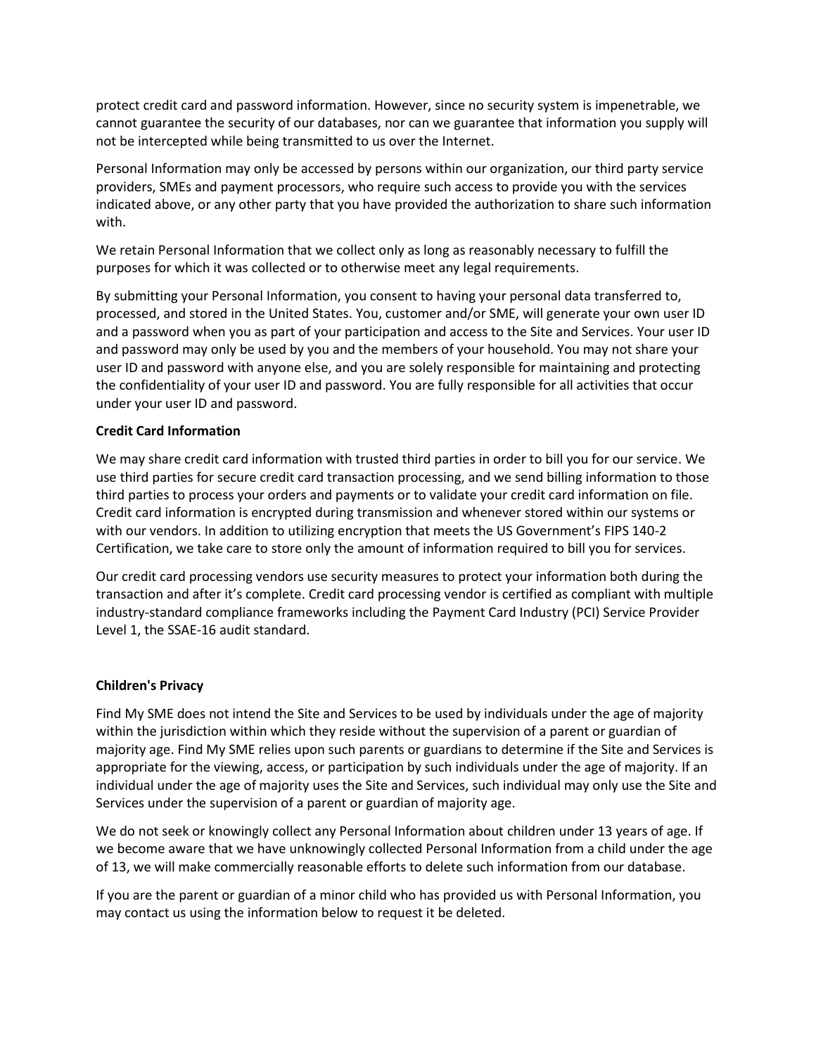protect credit card and password information. However, since no security system is impenetrable, we cannot guarantee the security of our databases, nor can we guarantee that information you supply will not be intercepted while being transmitted to us over the Internet.

Personal Information may only be accessed by persons within our organization, our third party service providers, SMEs and payment processors, who require such access to provide you with the services indicated above, or any other party that you have provided the authorization to share such information with.

We retain Personal Information that we collect only as long as reasonably necessary to fulfill the purposes for which it was collected or to otherwise meet any legal requirements.

By submitting your Personal Information, you consent to having your personal data transferred to, processed, and stored in the United States. You, customer and/or SME, will generate your own user ID and a password when you as part of your participation and access to the Site and Services. Your user ID and password may only be used by you and the members of your household. You may not share your user ID and password with anyone else, and you are solely responsible for maintaining and protecting the confidentiality of your user ID and password. You are fully responsible for all activities that occur under your user ID and password.

**Credit Card Information**

We may share credit card information with trusted third parties in order to bill you for our service. We use third parties for secure credit card transaction processing, and we send billing information to those third parties to process your orders and payments or to validate your credit card information on file. Credit card information is encrypted during transmission and whenever stored within our systems or with our vendors. In addition to utilizing encryption that meets the US Government's FIPS 140-2 Certification, we take care to store only the amount of information required to bill you for services.

Our credit card processing vendors use security measures to protect your information both during the transaction and after it's complete. Credit card processing vendor is certified as compliant with multiple industry-standard compliance frameworks including the Payment Card Industry (PCI) Service Provider Level 1, the SSAE-16 audit standard.

**Children's Privacy**

Find My SME does not intend the Site and Services to be used by individuals under the age of majority within the jurisdiction within which they reside without the supervision of a parent or guardian of majority age. Find My SME relies upon such parents or guardians to determine if the Site and Services is appropriate for the viewing, access, or participation by such individuals under the age of majority. If an individual under the age of majority uses the Site and Services, such individual may only use the Site and Services under the supervision of a parent or guardian of majority age.

We do not seek or knowingly collect any Personal Information about children under 13 years of age. If we become aware that we have unknowingly collected Personal Information from a child under the age of 13, we will make commercially reasonable efforts to delete such information from our database.

If you are the parent or guardian of a minor child who has provided us with Personal Information, you may contact us using the information below to request it be deleted.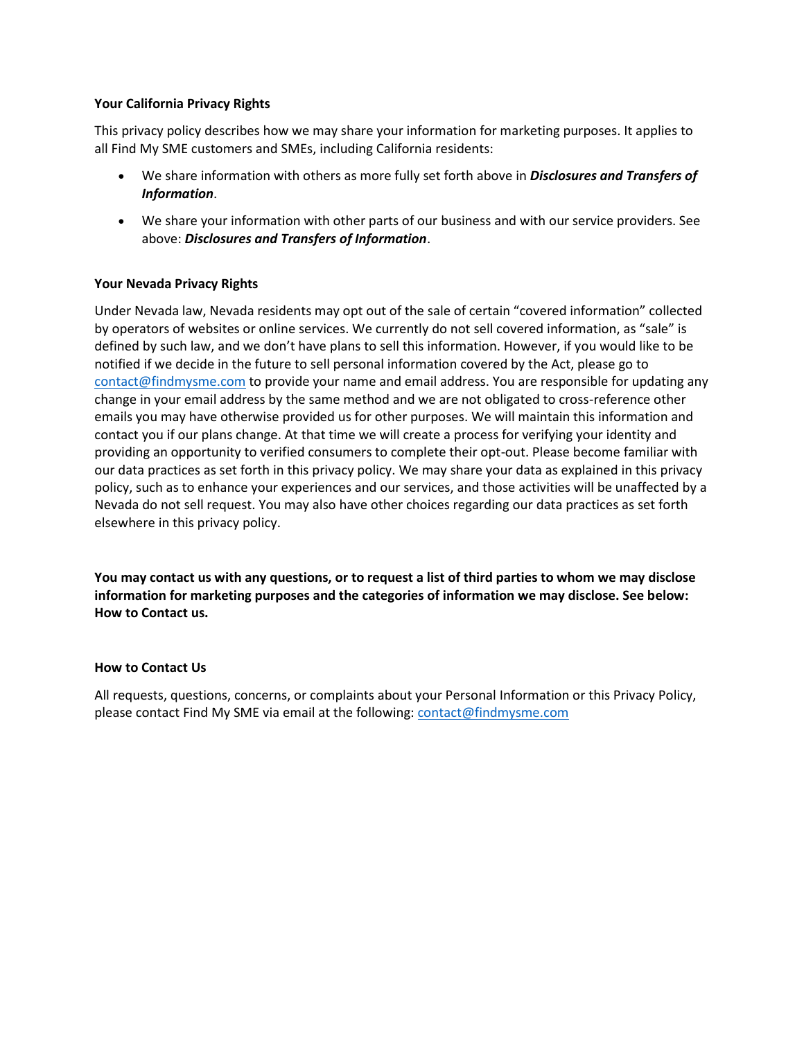**Your California Privacy Rights**

This privacy policy describes how we may share your information for marketing purposes. It applies to all Find My SME customers and SMEs, including California residents:

- We share information with others as more fully set forth above in ***Disclosures and Transfers of Information***.
- We share your information with other parts of our business and with our service providers. See above: ***Disclosures and Transfers of Information***.

**Your Nevada Privacy Rights**

Under Nevada law, Nevada residents may opt out of the sale of certain "covered information" collected by operators of websites or online services. We currently do not sell covered information, as "sale" is defined by such law, and we don't have plans to sell this information. However, if you would like to be notified if we decide in the future to sell personal information covered by the Act, please go to contact@findmysme.com to provide your name and email address. You are responsible for updating any change in your email address by the same method and we are not obligated to cross-reference other emails you may have otherwise provided us for other purposes. We will maintain this information and contact you if our plans change. At that time we will create a process for verifying your identity and providing an opportunity to verified consumers to complete their opt-out. Please become familiar with our data practices as set forth in this privacy policy. We may share your data as explained in this privacy policy, such as to enhance your experiences and our services, and those activities will be unaffected by a Nevada do not sell request. You may also have other choices regarding our data practices as set forth elsewhere in this privacy policy.

**You may contact us with any questions, or to request a list of third parties to whom we may disclose information for marketing purposes and the categories of information we may disclose. See below: How to Contact us.**

**How to Contact Us**

All requests, questions, concerns, or complaints about your Personal Information or this Privacy Policy, please contact Find My SME via email at the following: contact@findmysme.com